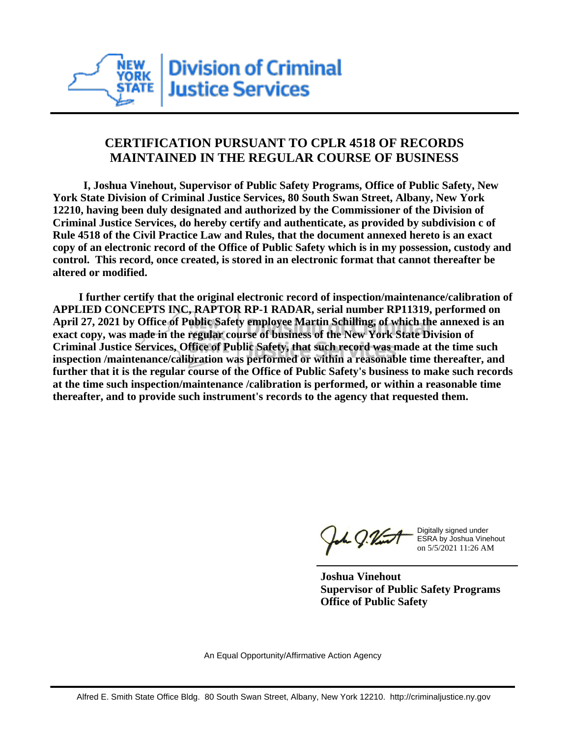New York State | Division of Criminal Justice Services

## CERTIFICATION PURSUANT TO CPLR 4518 OF RECORDS MAINTAINED IN THE REGULAR COURSE OF BUSINESS

**I, Joshua Vinehout, Supervisor of Public Safety Programs, Office of Public Safety, New York State Division of Criminal Justice Services, 80 South Swan Street, Albany, New York 12210, having been duly designated and authorized by the Commissioner of the Division of Criminal Justice Services, do hereby certify and authenticate, as provided by subdivision c of Rule 4518 of the Civil Practice Law and Rules, that the document annexed hereto is an exact copy of an electronic record of the Office of Public Safety which is in my possession, custody and control. This record, once created, is stored in an electronic format that cannot thereafter be altered or modified.**

**I further certify that the original electronic record of inspection/maintenance/calibration of APPLIED CONCEPTS INC, RAPTOR RP-1 RADAR, serial number RP11319, performed on April 27, 2021 by Office of Public Safety employee Martin Schilling, of which the annexed is an exact copy, was made in the regular course of business of the New York State Division of Criminal Justice Services, Office of Public Safety, that such record was made at the time such inspection /maintenance/calibration was performed or within a reasonable time thereafter, and further that it is the regular course of the Office of Public Safety's business to make such records at the time such inspection/maintenance /calibration is performed, or within a reasonable time thereafter, and to provide such instrument's records to the agency that requested them.**

Digitally signed under ESRA by Joshua Vinehout on 5/5/2021 11:26 AM

**Joshua Vinehout**
**Supervisor of Public Safety Programs**
**Office of Public Safety**

An Equal Opportunity/Affirmative Action Agency

Alfred E. Smith State Office Bldg. 80 South Swan Street, Albany, New York 12210. http://criminaljustice.ny.gov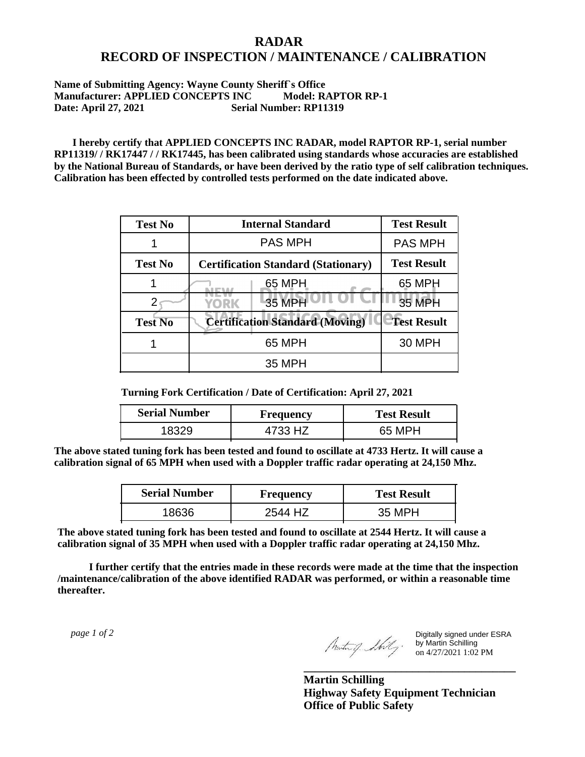# RADAR
# RECORD OF INSPECTION / MAINTENANCE / CALIBRATION

**Name of Submitting Agency: Wayne County Sheriff`s Office**
**Manufacturer: APPLIED CONCEPTS INC Model: RAPTOR RP-1**
**Date: April 27, 2021 Serial Number: RP11319**

**I hereby certify that APPLIED CONCEPTS INC RADAR, model RAPTOR RP-1, serial number RP11319/ / RK17447 / / RK17445, has been calibrated using standards whose accuracies are established by the National Bureau of Standards, or have been derived by the ratio type of self calibration techniques. Calibration has been effected by controlled tests performed on the date indicated above.**

| Test No | Internal Standard | Test Result |
|---|---|---|
| 1 | PAS MPH | PAS MPH |
| **Test No** | **Certification Standard (Stationary)** | **Test Result** |
| 1 | 65 MPH | 65 MPH |
| 2 | 35 MPH | 35 MPH |
| **Test No** | **Certification Standard (Moving)** | **Test Result** |
| 1 | 65 MPH | 30 MPH |
| | 35 MPH | |

**Turning Fork Certification / Date of Certification: April 27, 2021**

| Serial Number | Frequency | Test Result |
|---|---|---|
| 18329 | 4733 HZ | 65 MPH |

**The above stated tuning fork has been tested and found to oscillate at 4733 Hertz. It will cause a calibration signal of 65 MPH when used with a Doppler traffic radar operating at 24,150 Mhz.**

| Serial Number | Frequency | Test Result |
|---|---|---|
| 18636 | 2544 HZ | 35 MPH |

**The above stated tuning fork has been tested and found to oscillate at 2544 Hertz. It will cause a calibration signal of 35 MPH when used with a Doppler traffic radar operating at 24,150 Mhz.**

**I further certify that the entries made in these records were made at the time that the inspection /maintenance/calibration of the above identified RADAR was performed, or within a reasonable time thereafter.**

*page 1 of 2*

Digitally signed under ESRA by Martin Schilling on 4/27/2021 1:02 PM

**Martin Schilling**
**Highway Safety Equipment Technician**
**Office of Public Safety**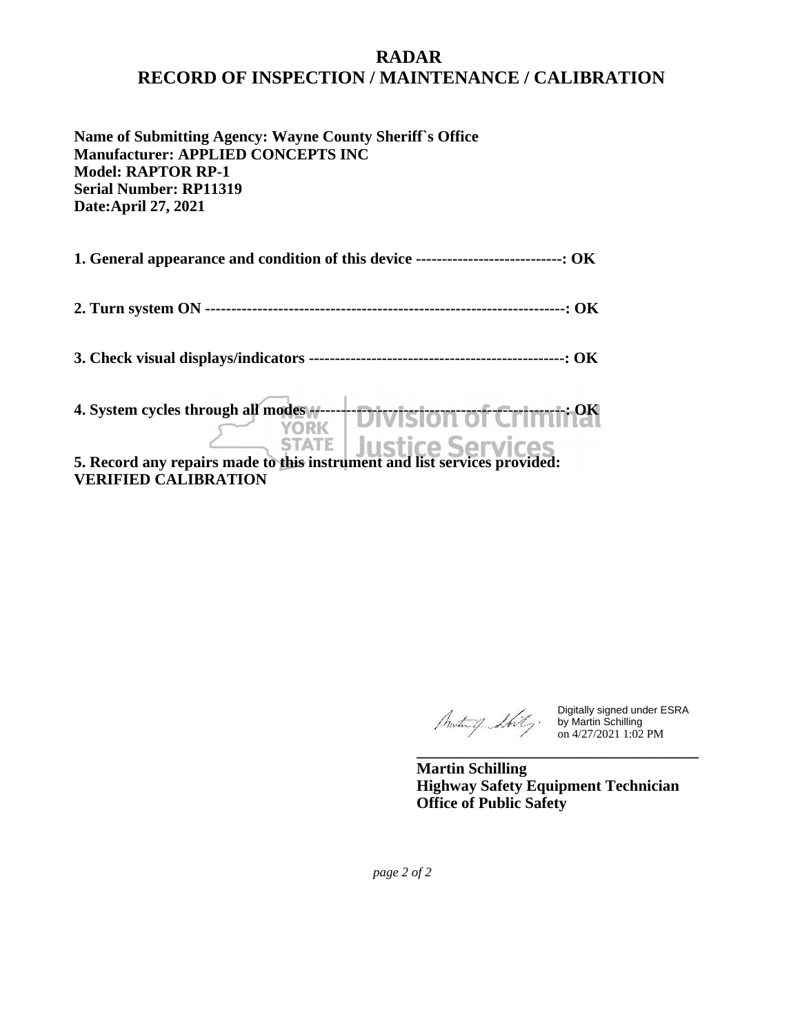# RADAR
# RECORD OF INSPECTION / MAINTENANCE / CALIBRATION

**Name of Submitting Agency: Wayne County Sheriff`s Office**
**Manufacturer: APPLIED CONCEPTS INC**
**Model: RAPTOR RP-1**
**Serial Number: RP11319**
**Date:April 27, 2021**

**1. General appearance and condition of this device ----------------------------: OK**

**2. Turn system ON -------------------------------------------------------------------: OK**

**3. Check visual displays/indicators -------------------------------------------------: OK**

**4. System cycles through all modes ----------------------------------------------: OK**

**5. Record any repairs made to this instrument and list services provided:**
**VERIFIED CALIBRATION**

Digitally signed under ESRA
by Martin Schilling
on 4/27/2021 1:02 PM

**Martin Schilling**
**Highway Safety Equipment Technician**
**Office of Public Safety**